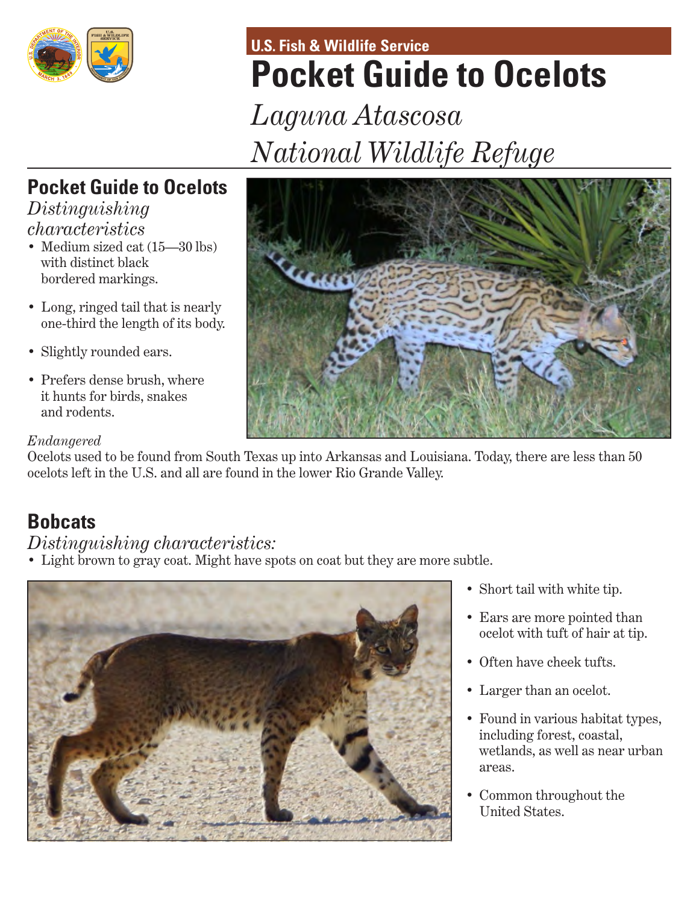U.S. Fish & Wildlife Service

# Pocket Guide to Ocelots

*Laguna Atascosa National Wildlife Refuge*

## Pocket Guide to Ocelots

*Distinguishing characteristics*

- Medium sized cat (15—30 lbs) with distinct black bordered markings.
- Long, ringed tail that is nearly one-third the length of its body.
- Slightly rounded ears.
- Prefers dense brush, where it hunts for birds, snakes and rodents.

*Endangered*

Ocelots used to be found from South Texas up into Arkansas and Louisiana. Today, there are less than 50 ocelots left in the U.S. and all are found in the lower Rio Grande Valley.

## Bobcats

*Distinguishing characteristics:*

- Light brown to gray coat. Might have spots on coat but they are more subtle.
- Short tail with white tip.
- Ears are more pointed than ocelot with tuft of hair at tip.
- Often have cheek tufts.
- Larger than an ocelot.
- Found in various habitat types, including forest, coastal, wetlands, as well as near urban areas.
- Common throughout the United States.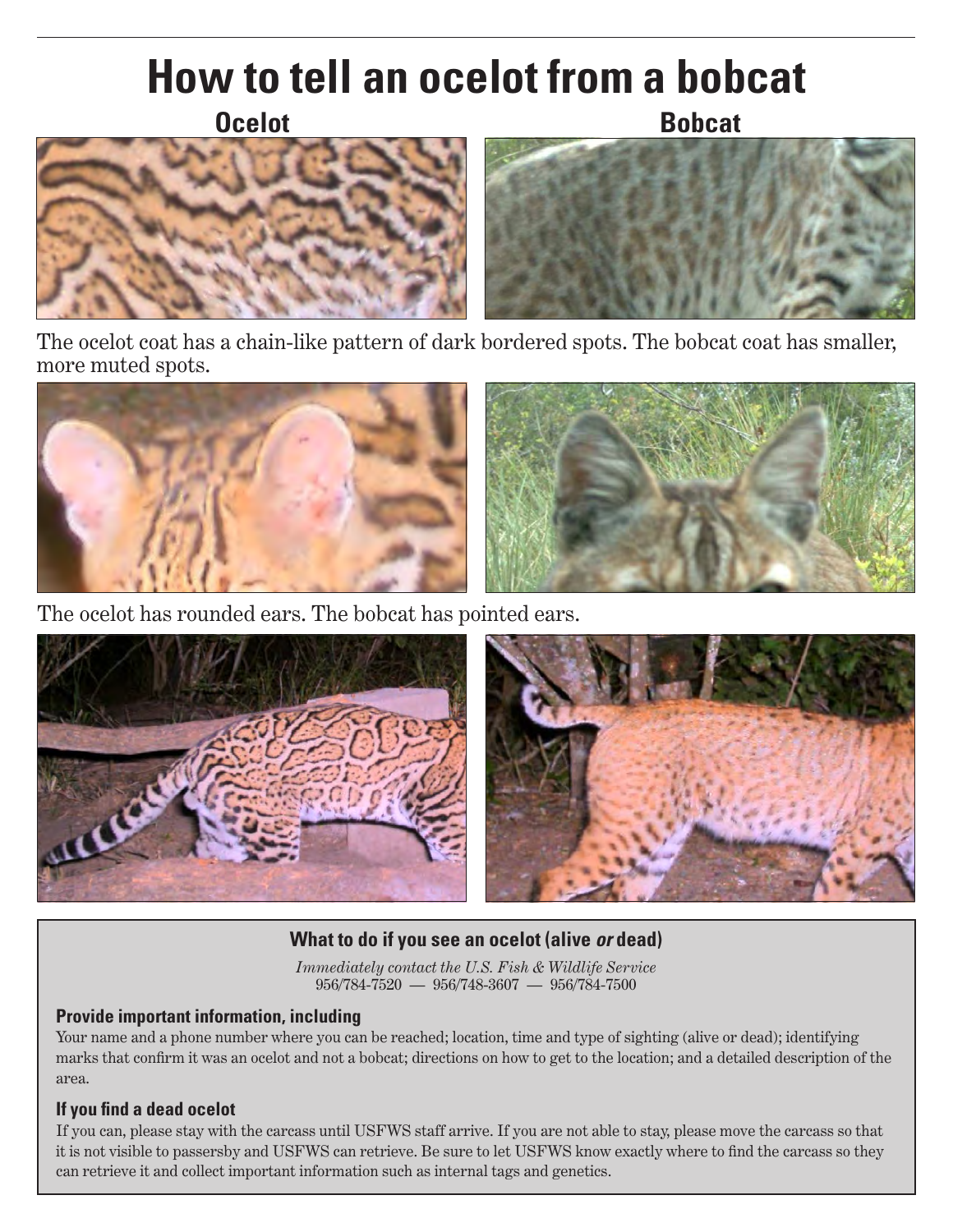# How to tell an ocelot from a bobcat

**Ocelot** | **Bobcat**

The ocelot coat has a chain-like pattern of dark bordered spots. The bobcat coat has smaller, more muted spots.

The ocelot has rounded ears. The bobcat has pointed ears.

### What to do if you see an ocelot (alive *or* dead)

*Immediately contact the U.S. Fish & Wildlife Service*
956/784-7520 — 956/748-3607 — 956/784-7500

#### Provide important information, including

Your name and a phone number where you can be reached; location, time and type of sighting (alive or dead); identifying marks that confirm it was an ocelot and not a bobcat; directions on how to get to the location; and a detailed description of the area.

#### If you find a dead ocelot

If you can, please stay with the carcass until USFWS staff arrive. If you are not able to stay, please move the carcass so that it is not visible to passersby and USFWS can retrieve. Be sure to let USFWS know exactly where to find the carcass so they can retrieve it and collect important information such as internal tags and genetics.